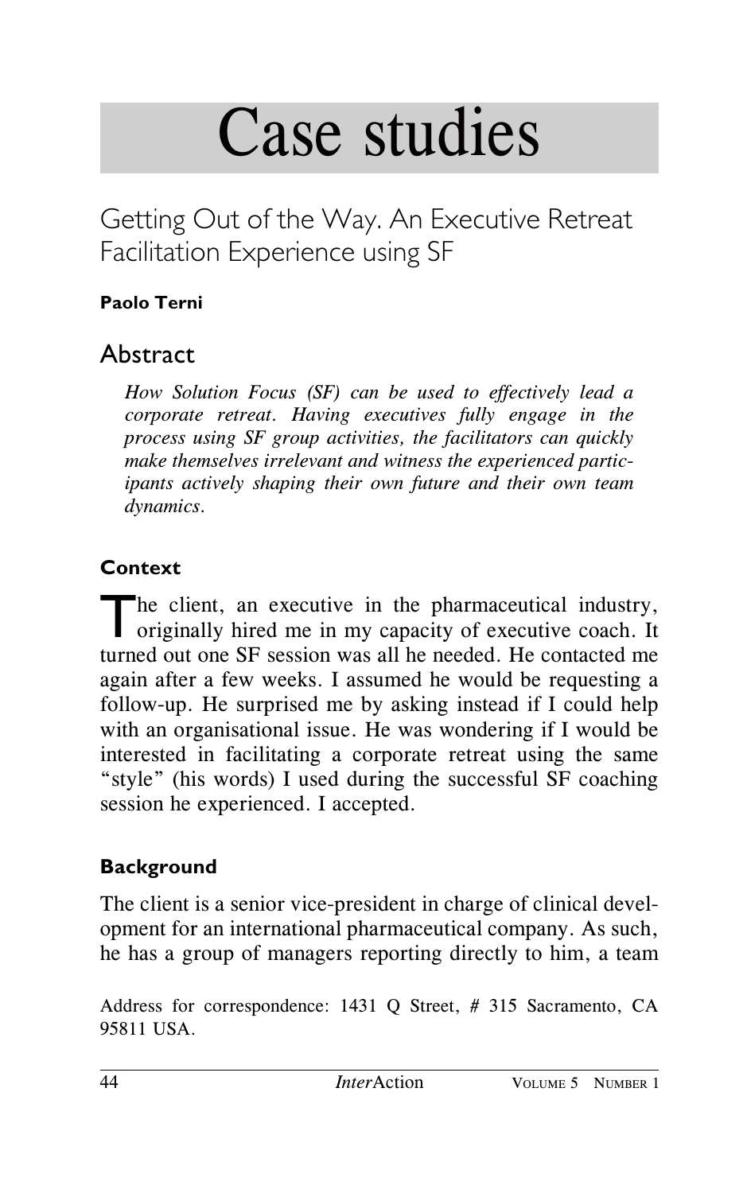# Case studies

## Getting Out of the Way. An Executive Retreat Facilitation Experience using SF

**Paolo Terni**

## Abstract

*How Solution Focus (SF) can be used to effectively lead a corporate retreat. Having executives fully engage in the process using SF group activities, the facilitators can quickly make themselves irrelevant and witness the experienced participants actively shaping their own future and their own team dynamics.*

### Context

The client, an executive in the pharmaceutical industry, originally hired me in my capacity of executive coach. It turned out one SF session was all he needed. He contacted me again after a few weeks. I assumed he would be requesting a follow-up. He surprised me by asking instead if I could help with an organisational issue. He was wondering if I would be interested in facilitating a corporate retreat using the same "style" (his words) I used during the successful SF coaching session he experienced. I accepted.

### Background

The client is a senior vice-president in charge of clinical development for an international pharmaceutical company. As such, he has a group of managers reporting directly to him, a team

Address for correspondence: 1431 Q Street, # 315 Sacramento, CA 95811 USA.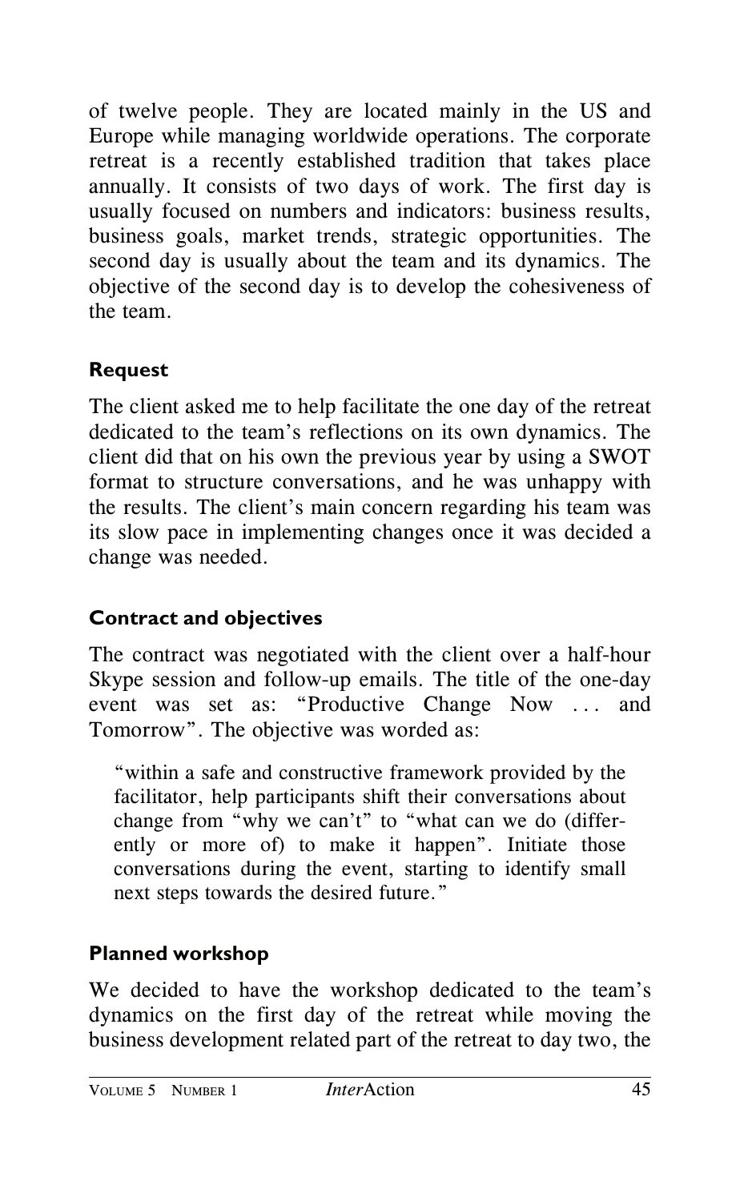of twelve people. They are located mainly in the US and Europe while managing worldwide operations. The corporate retreat is a recently established tradition that takes place annually. It consists of two days of work. The first day is usually focused on numbers and indicators: business results, business goals, market trends, strategic opportunities. The second day is usually about the team and its dynamics. The objective of the second day is to develop the cohesiveness of the team.

### Request

The client asked me to help facilitate the one day of the retreat dedicated to the team's reflections on its own dynamics. The client did that on his own the previous year by using a SWOT format to structure conversations, and he was unhappy with the results. The client's main concern regarding his team was its slow pace in implementing changes once it was decided a change was needed.

### Contract and objectives

The contract was negotiated with the client over a half-hour Skype session and follow-up emails. The title of the one-day event was set as: "Productive Change Now . . . and Tomorrow". The objective was worded as:

> "within a safe and constructive framework provided by the facilitator, help participants shift their conversations about change from "why we can't" to "what can we do (differently or more of) to make it happen". Initiate those conversations during the event, starting to identify small next steps towards the desired future."

### Planned workshop

We decided to have the workshop dedicated to the team's dynamics on the first day of the retreat while moving the business development related part of the retreat to day two, the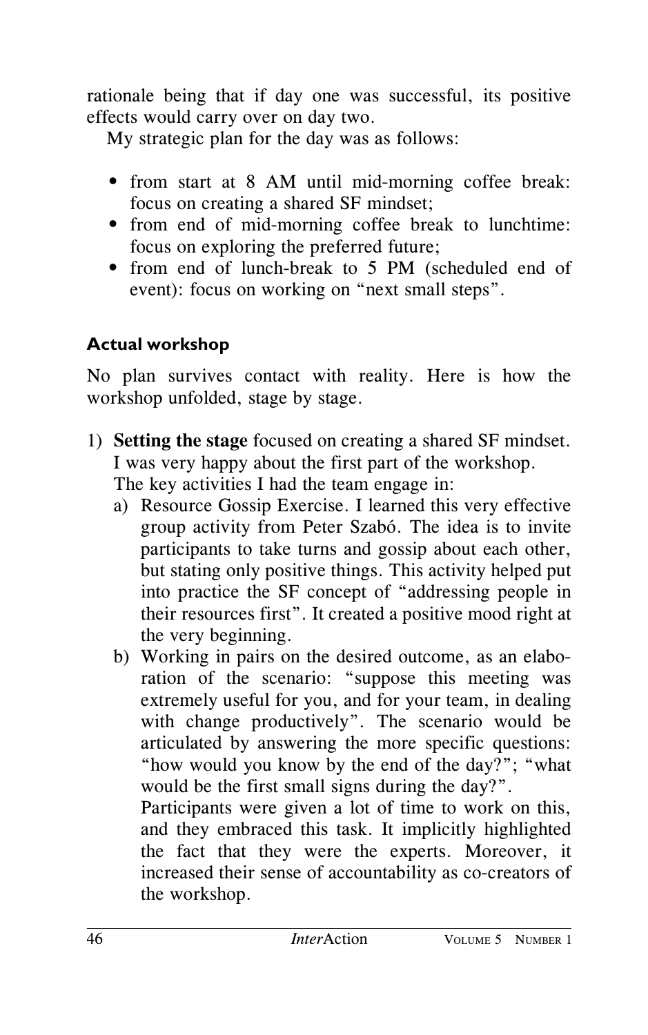rationale being that if day one was successful, its positive effects would carry over on day two.

My strategic plan for the day was as follows:

- from start at 8 AM until mid-morning coffee break: focus on creating a shared SF mindset;
- from end of mid-morning coffee break to lunchtime: focus on exploring the preferred future;
- from end of lunch-break to 5 PM (scheduled end of event): focus on working on "next small steps".

### Actual workshop

No plan survives contact with reality. Here is how the workshop unfolded, stage by stage.

1) **Setting the stage** focused on creating a shared SF mindset. I was very happy about the first part of the workshop. The key activities I had the team engage in:
   a) Resource Gossip Exercise. I learned this very effective group activity from Peter Szabó. The idea is to invite participants to take turns and gossip about each other, but stating only positive things. This activity helped put into practice the SF concept of "addressing people in their resources first". It created a positive mood right at the very beginning.
   b) Working in pairs on the desired outcome, as an elaboration of the scenario: "suppose this meeting was extremely useful for you, and for your team, in dealing with change productively". The scenario would be articulated by answering the more specific questions: "how would you know by the end of the day?"; "what would be the first small signs during the day?".

      Participants were given a lot of time to work on this, and they embraced this task. It implicitly highlighted the fact that they were the experts. Moreover, it increased their sense of accountability as co-creators of the workshop.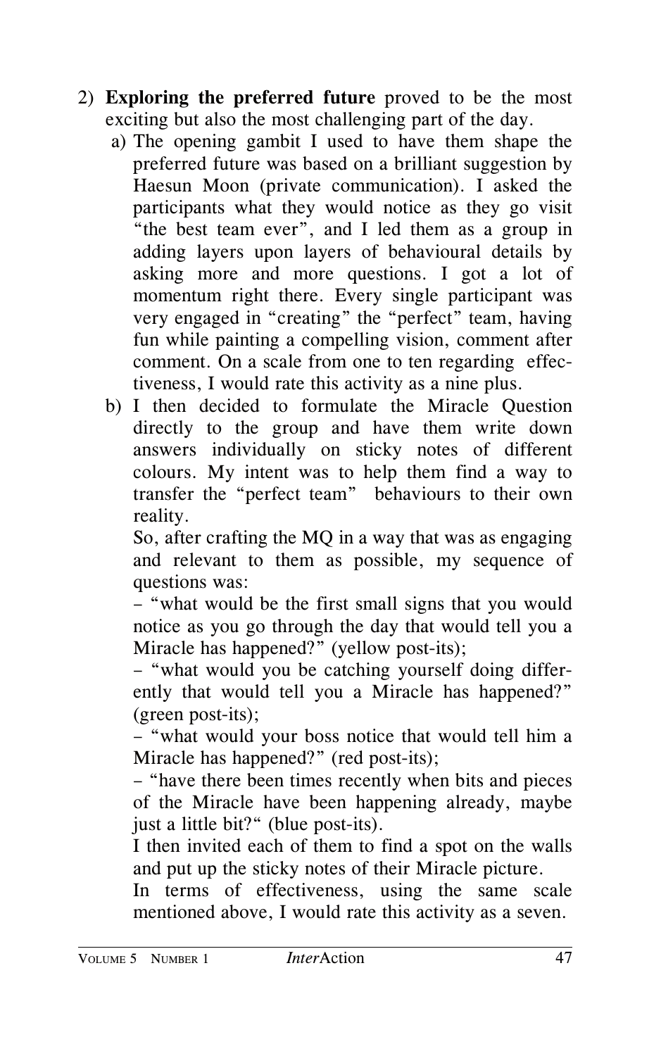2) **Exploring the preferred future** proved to be the most exciting but also the most challenging part of the day.

   a) The opening gambit I used to have them shape the preferred future was based on a brilliant suggestion by Haesun Moon (private communication). I asked the participants what they would notice as they go visit "the best team ever", and I led them as a group in adding layers upon layers of behavioural details by asking more and more questions. I got a lot of momentum right there. Every single participant was very engaged in "creating" the "perfect" team, having fun while painting a compelling vision, comment after comment. On a scale from one to ten regarding effectiveness, I would rate this activity as a nine plus.

   b) I then decided to formulate the Miracle Question directly to the group and have them write down answers individually on sticky notes of different colours. My intent was to help them find a way to transfer the "perfect team" behaviours to their own reality.

      So, after crafting the MQ in a way that was as engaging and relevant to them as possible, my sequence of questions was:

      – "what would be the first small signs that you would notice as you go through the day that would tell you a Miracle has happened?" (yellow post-its);

      – "what would you be catching yourself doing differently that would tell you a Miracle has happened?" (green post-its);

      – "what would your boss notice that would tell him a Miracle has happened?" (red post-its);

      – "have there been times recently when bits and pieces of the Miracle have been happening already, maybe just a little bit?" (blue post-its).

      I then invited each of them to find a spot on the walls and put up the sticky notes of their Miracle picture.

      In terms of effectiveness, using the same scale mentioned above, I would rate this activity as a seven.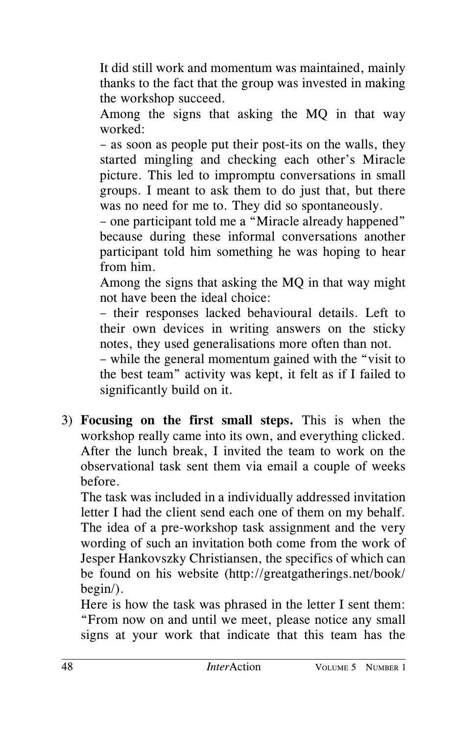It did still work and momentum was maintained, mainly thanks to the fact that the group was invested in making the workshop succeed.

Among the signs that asking the MQ in that way worked:

– as soon as people put their post-its on the walls, they started mingling and checking each other's Miracle picture. This led to impromptu conversations in small groups. I meant to ask them to do just that, but there was no need for me to. They did so spontaneously.

– one participant told me a "Miracle already happened" because during these informal conversations another participant told him something he was hoping to hear from him.

Among the signs that asking the MQ in that way might not have been the ideal choice:

– their responses lacked behavioural details. Left to their own devices in writing answers on the sticky notes, they used generalisations more often than not.

– while the general momentum gained with the "visit to the best team" activity was kept, it felt as if I failed to significantly build on it.

3) **Focusing on the first small steps.** This is when the workshop really came into its own, and everything clicked. After the lunch break, I invited the team to work on the observational task sent them via email a couple of weeks before.

   The task was included in a individually addressed invitation letter I had the client send each one of them on my behalf. The idea of a pre-workshop task assignment and the very wording of such an invitation both come from the work of Jesper Hankovszky Christiansen, the specifics of which can be found on his website (http://greatgatherings.net/book/begin/).

   Here is how the task was phrased in the letter I sent them: "From now on and until we meet, please notice any small signs at your work that indicate that this team has the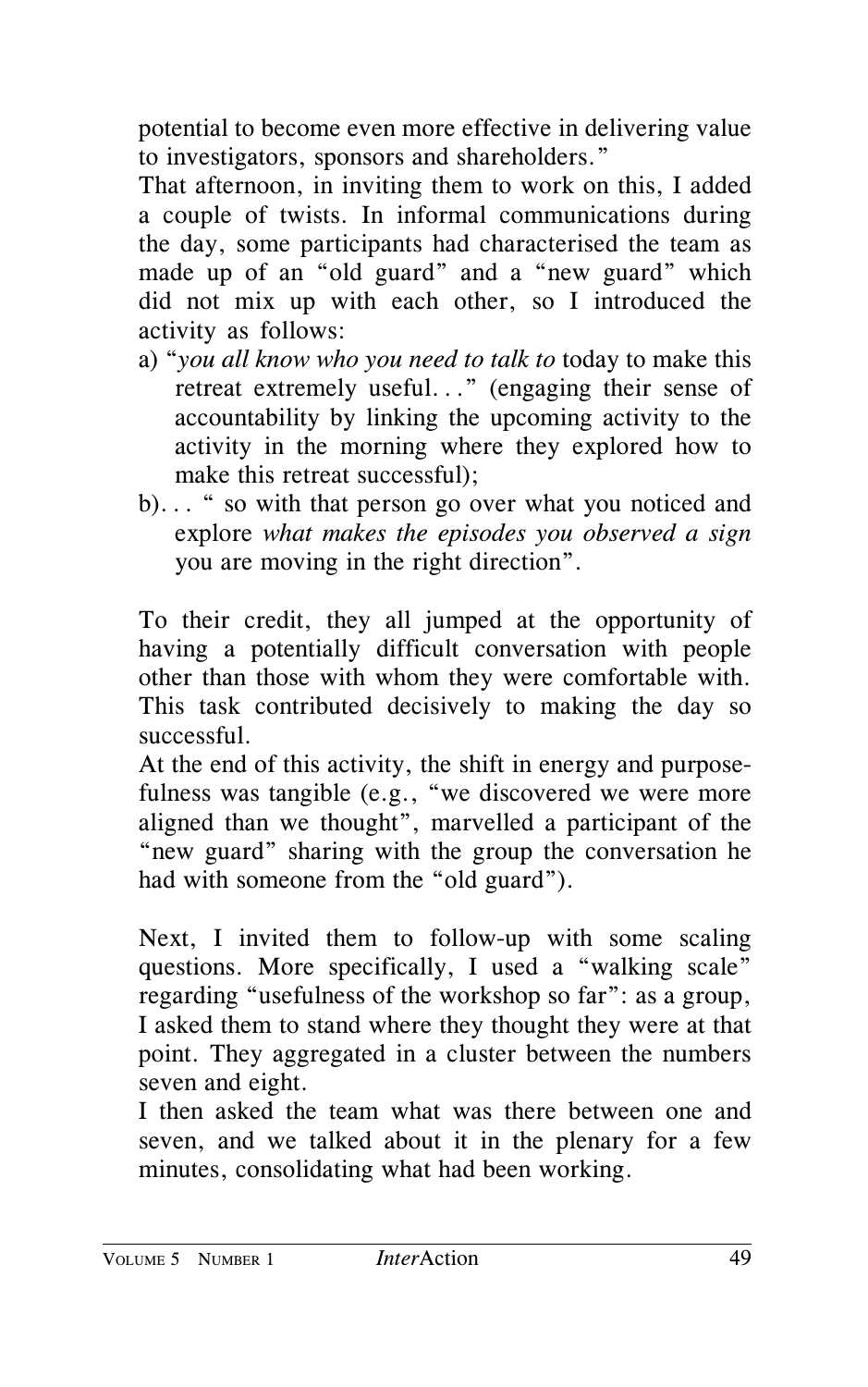potential to become even more effective in delivering value to investigators, sponsors and shareholders."

That afternoon, in inviting them to work on this, I added a couple of twists. In informal communications during the day, some participants had characterised the team as made up of an "old guard" and a "new guard" which did not mix up with each other, so I introduced the activity as follows:

a) "*you all know who you need to talk to* today to make this retreat extremely useful..." (engaging their sense of accountability by linking the upcoming activity to the activity in the morning where they explored how to make this retreat successful);
b)... " so with that person go over what you noticed and explore *what makes the episodes you observed a sign* you are moving in the right direction".

To their credit, they all jumped at the opportunity of having a potentially difficult conversation with people other than those with whom they were comfortable with. This task contributed decisively to making the day so successful.

At the end of this activity, the shift in energy and purposefulness was tangible (e.g., "we discovered we were more aligned than we thought", marvelled a participant of the "new guard" sharing with the group the conversation he had with someone from the "old guard").

Next, I invited them to follow-up with some scaling questions. More specifically, I used a "walking scale" regarding "usefulness of the workshop so far": as a group, I asked them to stand where they thought they were at that point. They aggregated in a cluster between the numbers seven and eight.

I then asked the team what was there between one and seven, and we talked about it in the plenary for a few minutes, consolidating what had been working.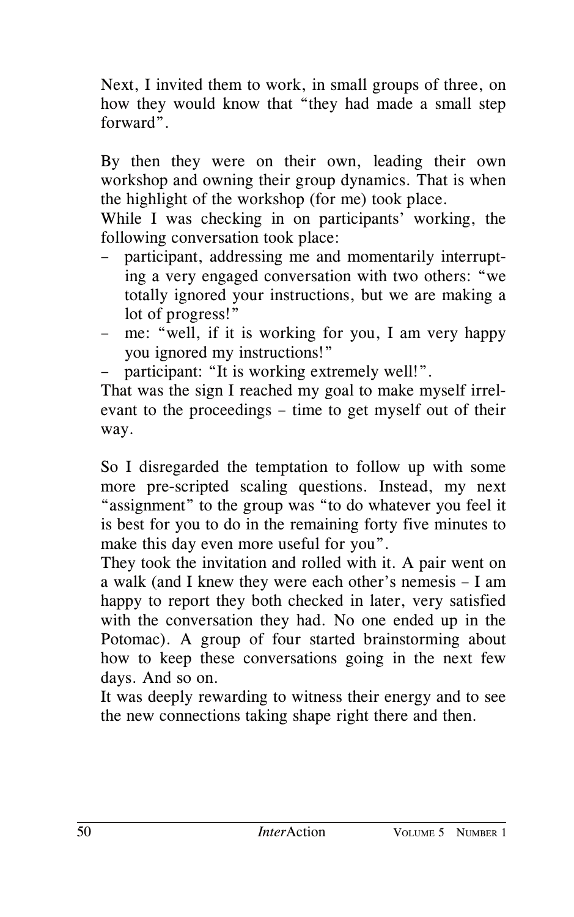Next, I invited them to work, in small groups of three, on how they would know that "they had made a small step forward".

By then they were on their own, leading their own workshop and owning their group dynamics. That is when the highlight of the workshop (for me) took place.
While I was checking in on participants' working, the following conversation took place:

- participant, addressing me and momentarily interrupting a very engaged conversation with two others: "we totally ignored your instructions, but we are making a lot of progress!"
- me: "well, if it is working for you, I am very happy you ignored my instructions!"
- participant: "It is working extremely well!".

That was the sign I reached my goal to make myself irrelevant to the proceedings – time to get myself out of their way.

So I disregarded the temptation to follow up with some more pre-scripted scaling questions. Instead, my next "assignment" to the group was "to do whatever you feel it is best for you to do in the remaining forty five minutes to make this day even more useful for you".
They took the invitation and rolled with it. A pair went on a walk (and I knew they were each other's nemesis – I am happy to report they both checked in later, very satisfied with the conversation they had. No one ended up in the Potomac). A group of four started brainstorming about how to keep these conversations going in the next few days. And so on.
It was deeply rewarding to witness their energy and to see the new connections taking shape right there and then.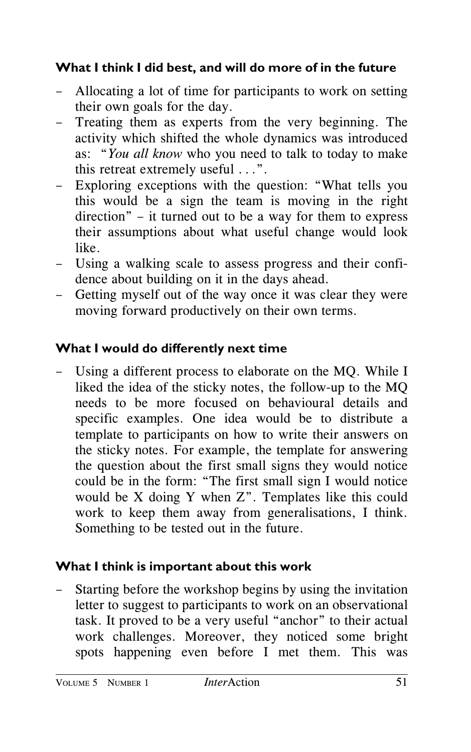### What I think I did best, and will do more of in the future

- Allocating a lot of time for participants to work on setting their own goals for the day.
- Treating them as experts from the very beginning. The activity which shifted the whole dynamics was introduced as: "*You all know* who you need to talk to today to make this retreat extremely useful . . .".
- Exploring exceptions with the question: "What tells you this would be a sign the team is moving in the right direction" – it turned out to be a way for them to express their assumptions about what useful change would look like.
- Using a walking scale to assess progress and their confidence about building on it in the days ahead.
- Getting myself out of the way once it was clear they were moving forward productively on their own terms.

### What I would do differently next time

- Using a different process to elaborate on the MQ. While I liked the idea of the sticky notes, the follow-up to the MQ needs to be more focused on behavioural details and specific examples. One idea would be to distribute a template to participants on how to write their answers on the sticky notes. For example, the template for answering the question about the first small signs they would notice could be in the form: "The first small sign I would notice would be X doing Y when Z". Templates like this could work to keep them away from generalisations, I think. Something to be tested out in the future.

### What I think is important about this work

- Starting before the workshop begins by using the invitation letter to suggest to participants to work on an observational task. It proved to be a very useful "anchor" to their actual work challenges. Moreover, they noticed some bright spots happening even before I met them. This was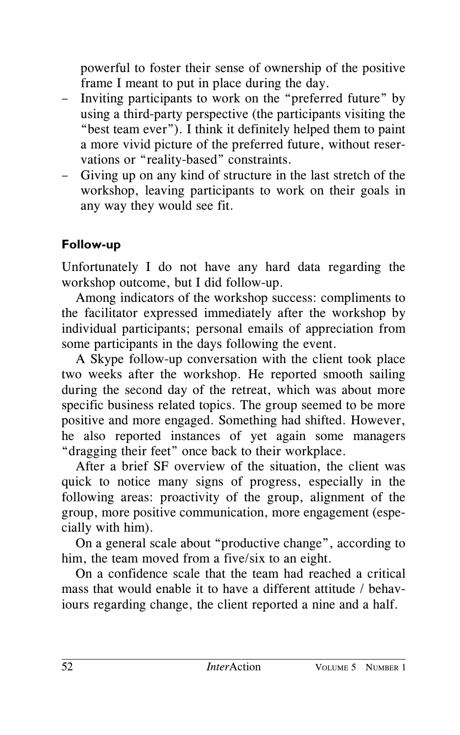powerful to foster their sense of ownership of the positive frame I meant to put in place during the day.

- Inviting participants to work on the "preferred future" by using a third-party perspective (the participants visiting the "best team ever"). I think it definitely helped them to paint a more vivid picture of the preferred future, without reservations or "reality-based" constraints.
- Giving up on any kind of structure in the last stretch of the workshop, leaving participants to work on their goals in any way they would see fit.

### Follow-up

Unfortunately I do not have any hard data regarding the workshop outcome, but I did follow-up.

Among indicators of the workshop success: compliments to the facilitator expressed immediately after the workshop by individual participants; personal emails of appreciation from some participants in the days following the event.

A Skype follow-up conversation with the client took place two weeks after the workshop. He reported smooth sailing during the second day of the retreat, which was about more specific business related topics. The group seemed to be more positive and more engaged. Something had shifted. However, he also reported instances of yet again some managers "dragging their feet" once back to their workplace.

After a brief SF overview of the situation, the client was quick to notice many signs of progress, especially in the following areas: proactivity of the group, alignment of the group, more positive communication, more engagement (especially with him).

On a general scale about "productive change", according to him, the team moved from a five/six to an eight.

On a confidence scale that the team had reached a critical mass that would enable it to have a different attitude / behaviours regarding change, the client reported a nine and a half.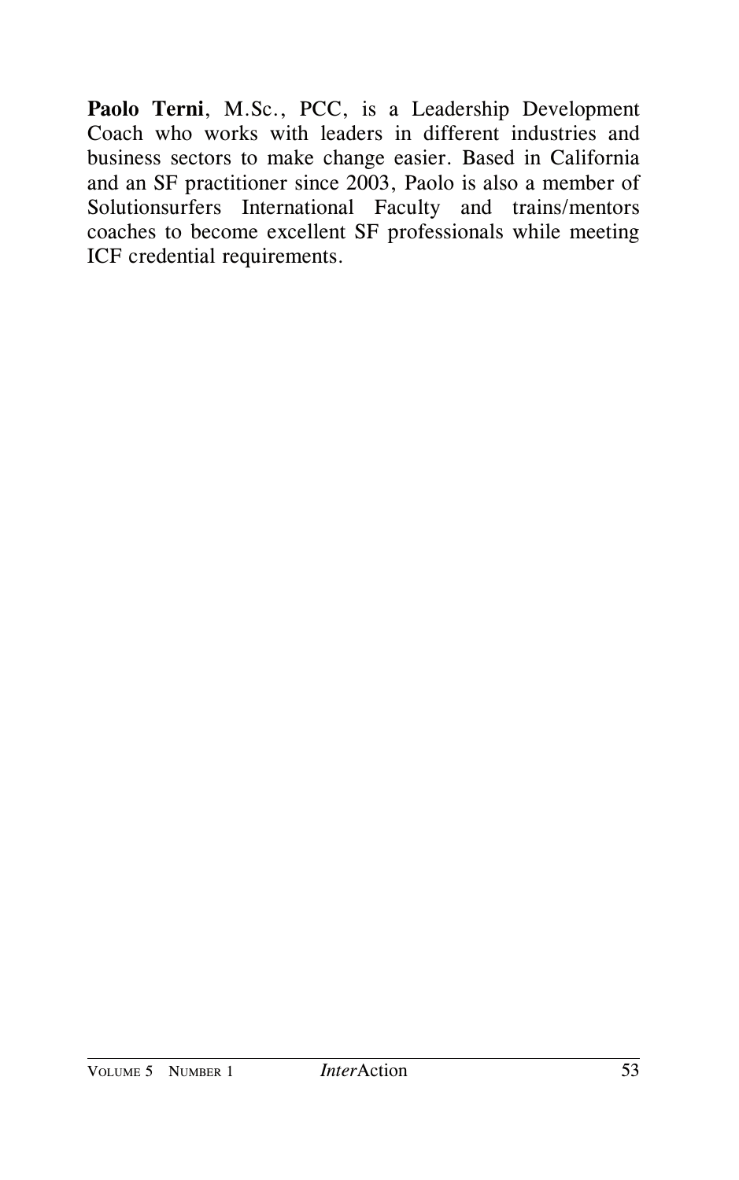**Paolo Terni**, M.Sc., PCC, is a Leadership Development Coach who works with leaders in different industries and business sectors to make change easier. Based in California and an SF practitioner since 2003, Paolo is also a member of Solutionsurfers International Faculty and trains/mentors coaches to become excellent SF professionals while meeting ICF credential requirements.